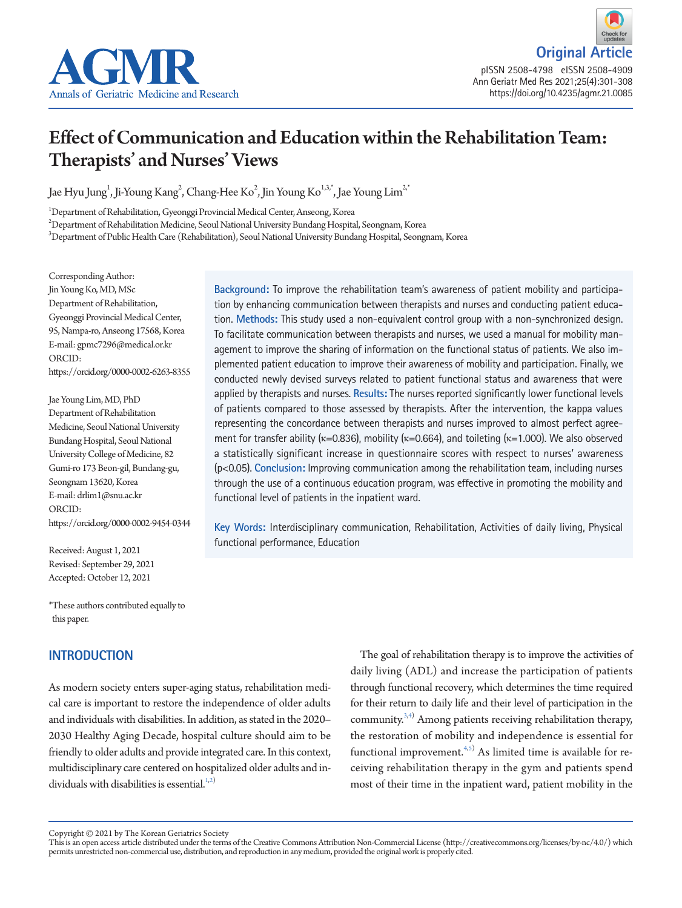Original Article

# Effect of Communication and Education within the Rehabilitation Team: Therapists' and Nurses' Views

Jae Hyu Jung[1], Ji-Young Kang[2], Chang-Hee Ko[2], Jin Young Ko[1,3,*], Jae Young Lim[2,*]

[1]Department of Rehabilitation, Gyeonggi Provincial Medical Center, Anseong, Korea
[2]Department of Rehabilitation Medicine, Seoul National University Bundang Hospital, Seongnam, Korea
[3]Department of Public Health Care (Rehabilitation), Seoul National University Bundang Hospital, Seongnam, Korea

Corresponding Author:
Jin Young Ko, MD, MSc
Department of Rehabilitation, Gyeonggi Provincial Medical Center, 95, Nampa-ro, Anseong 17568, Korea
E-mail: gpmc7296@medical.or.kr
ORCID: https://orcid.org/0000-0002-6263-8355

Jae Young Lim, MD, PhD
Department of Rehabilitation Medicine, Seoul National University Bundang Hospital, Seoul National University College of Medicine, 82 Gumi-ro 173 Beon-gil, Bundang-gu, Seongnam 13620, Korea
E-mail: drlim1@snu.ac.kr
ORCID: https://orcid.org/0000-0002-9454-0344

Received: August 1, 2021
Revised: September 29, 2021
Accepted: October 12, 2021

*These authors contributed equally to this paper.

**Background:** To improve the rehabilitation team's awareness of patient mobility and participation by enhancing communication between therapists and nurses and conducting patient education. **Methods:** This study used a non-equivalent control group with a non-synchronized design. To facilitate communication between therapists and nurses, we used a manual for mobility management to improve the sharing of information on the functional status of patients. We also implemented patient education to improve their awareness of mobility and participation. Finally, we conducted newly devised surveys related to patient functional status and awareness that were applied by therapists and nurses. **Results:** The nurses reported significantly lower functional levels of patients compared to those assessed by therapists. After the intervention, the kappa values representing the concordance between therapists and nurses improved to almost perfect agreement for transfer ability (κ=0.836), mobility (κ=0.664), and toileting (κ=1.000). We also observed a statistically significant increase in questionnaire scores with respect to nurses' awareness ($p<0.05$). **Conclusion:** Improving communication among the rehabilitation team, including nurses through the use of a continuous education program, was effective in promoting the mobility and functional level of patients in the inpatient ward.

**Key Words:** Interdisciplinary communication, Rehabilitation, Activities of daily living, Physical functional performance, Education

## INTRODUCTION

As modern society enters super-aging status, rehabilitation medical care is important to restore the independence of older adults and individuals with disabilities. In addition, as stated in the 2020–2030 Healthy Aging Decade, hospital culture should aim to be friendly to older adults and provide integrated care. In this context, multidisciplinary care centered on hospitalized older adults and individuals with disabilities is essential.[1,2)]

The goal of rehabilitation therapy is to improve the activities of daily living (ADL) and increase the participation of patients through functional recovery, which determines the time required for their return to daily life and their level of participation in the community.[3,4)] Among patients receiving rehabilitation therapy, the restoration of mobility and independence is essential for functional improvement.[4,5)] As limited time is available for receiving rehabilitation therapy in the gym and patients spend most of their time in the inpatient ward, patient mobility in the

Copyright © 2021 by The Korean Geriatrics Society
This is an open access article distributed under the terms of the Creative Commons Attribution Non-Commercial License (http://creativecommons.org/licenses/by-nc/4.0/) which permits unrestricted non-commercial use, distribution, and reproduction in any medium, provided the original work is properly cited.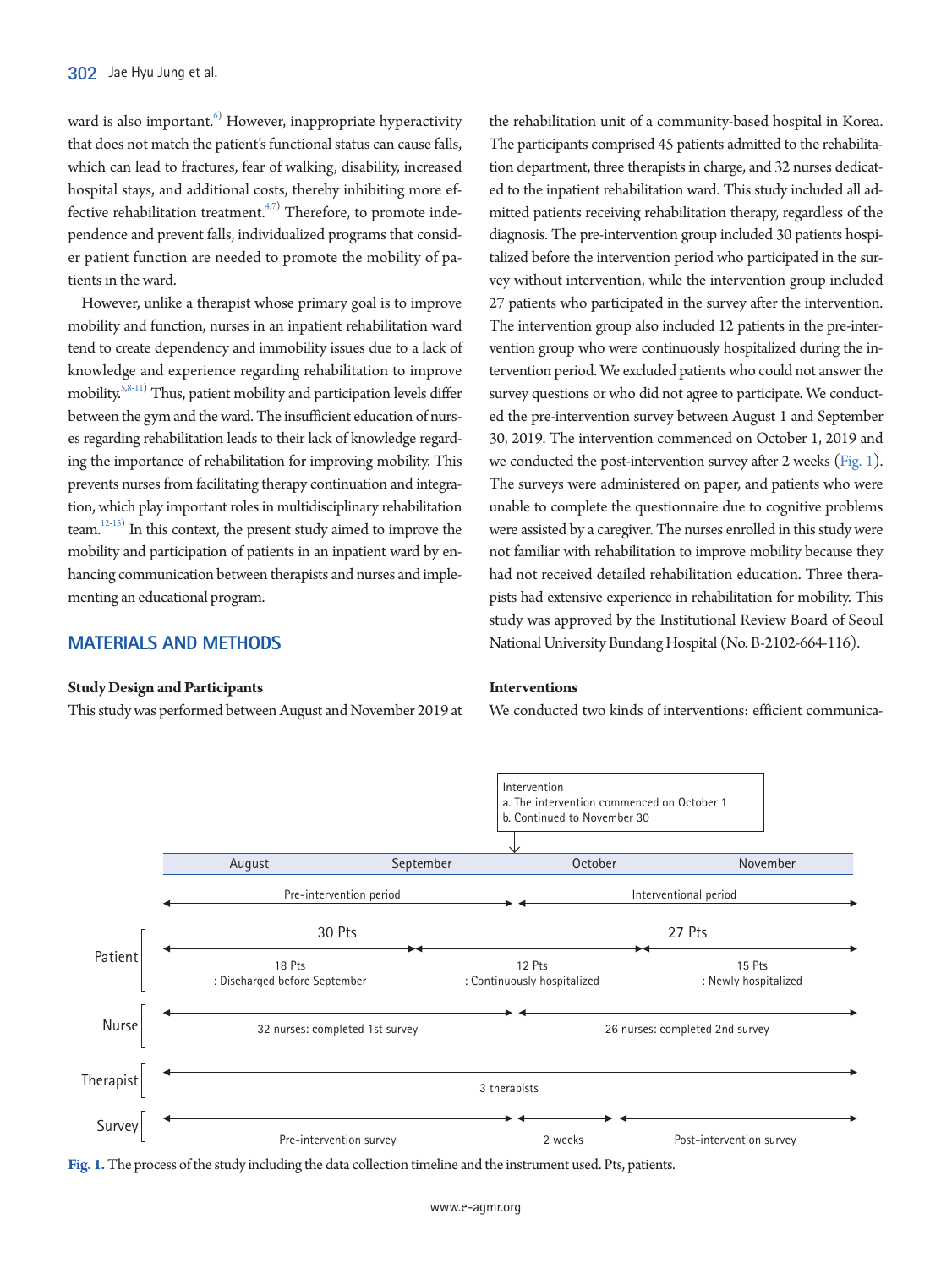ward is also important.[6] However, inappropriate hyperactivity that does not match the patient's functional status can cause falls, which can lead to fractures, fear of walking, disability, increased hospital stays, and additional costs, thereby inhibiting more effective rehabilitation treatment.[4,7] Therefore, to promote independence and prevent falls, individualized programs that consider patient function are needed to promote the mobility of patients in the ward.

However, unlike a therapist whose primary goal is to improve mobility and function, nurses in an inpatient rehabilitation ward tend to create dependency and immobility issues due to a lack of knowledge and experience regarding rehabilitation to improve mobility.[5,8-11] Thus, patient mobility and participation levels differ between the gym and the ward. The insufficient education of nurses regarding rehabilitation leads to their lack of knowledge regarding the importance of rehabilitation for improving mobility. This prevents nurses from facilitating therapy continuation and integration, which play important roles in multidisciplinary rehabilitation team.[12-15] In this context, the present study aimed to improve the mobility and participation of patients in an inpatient ward by enhancing communication between therapists and nurses and implementing an educational program.

## MATERIALS AND METHODS

### Study Design and Participants

This study was performed between August and November 2019 at the rehabilitation unit of a community-based hospital in Korea. The participants comprised 45 patients admitted to the rehabilitation department, three therapists in charge, and 32 nurses dedicated to the inpatient rehabilitation ward. This study included all admitted patients receiving rehabilitation therapy, regardless of the diagnosis. The pre-intervention group included 30 patients hospitalized before the intervention period who participated in the survey without intervention, while the intervention group included 27 patients who participated in the survey after the intervention. The intervention group also included 12 patients in the pre-intervention group who were continuously hospitalized during the intervention period. We excluded patients who could not answer the survey questions or who did not agree to participate. We conducted the pre-intervention survey between August 1 and September 30, 2019. The intervention commenced on October 1, 2019 and we conducted the post-intervention survey after 2 weeks (Fig. 1). The surveys were administered on paper, and patients who were unable to complete the questionnaire due to cognitive problems were assisted by a caregiver. The nurses enrolled in this study were not familiar with rehabilitation to improve mobility because they had not received detailed rehabilitation education. Three therapists had extensive experience in rehabilitation for mobility. This study was approved by the Institutional Review Board of Seoul National University Bundang Hospital (No. B-2102-664-116).

### Interventions

We conducted two kinds of interventions: efficient communica-

Intervention
a. The intervention commenced on October 1
b. Continued to November 30

| | August | September | October | November |
|---|---|---|---|---|
| | Pre-intervention period | | Interventional period | |
| Patient | 30 Pts: 18 Pts : Discharged before September | 12 Pts : Continuously hospitalized | 27 Pts: 15 Pts : Newly hospitalized | |
| Nurse | 32 nurses: completed 1st survey | | 26 nurses: completed 2nd survey | |
| Therapist | 3 therapists | | | |
| Survey | Pre-intervention survey | | 2 weeks | Post-intervention survey |

**Fig. 1.** The process of the study including the data collection timeline and the instrument used. Pts, patients.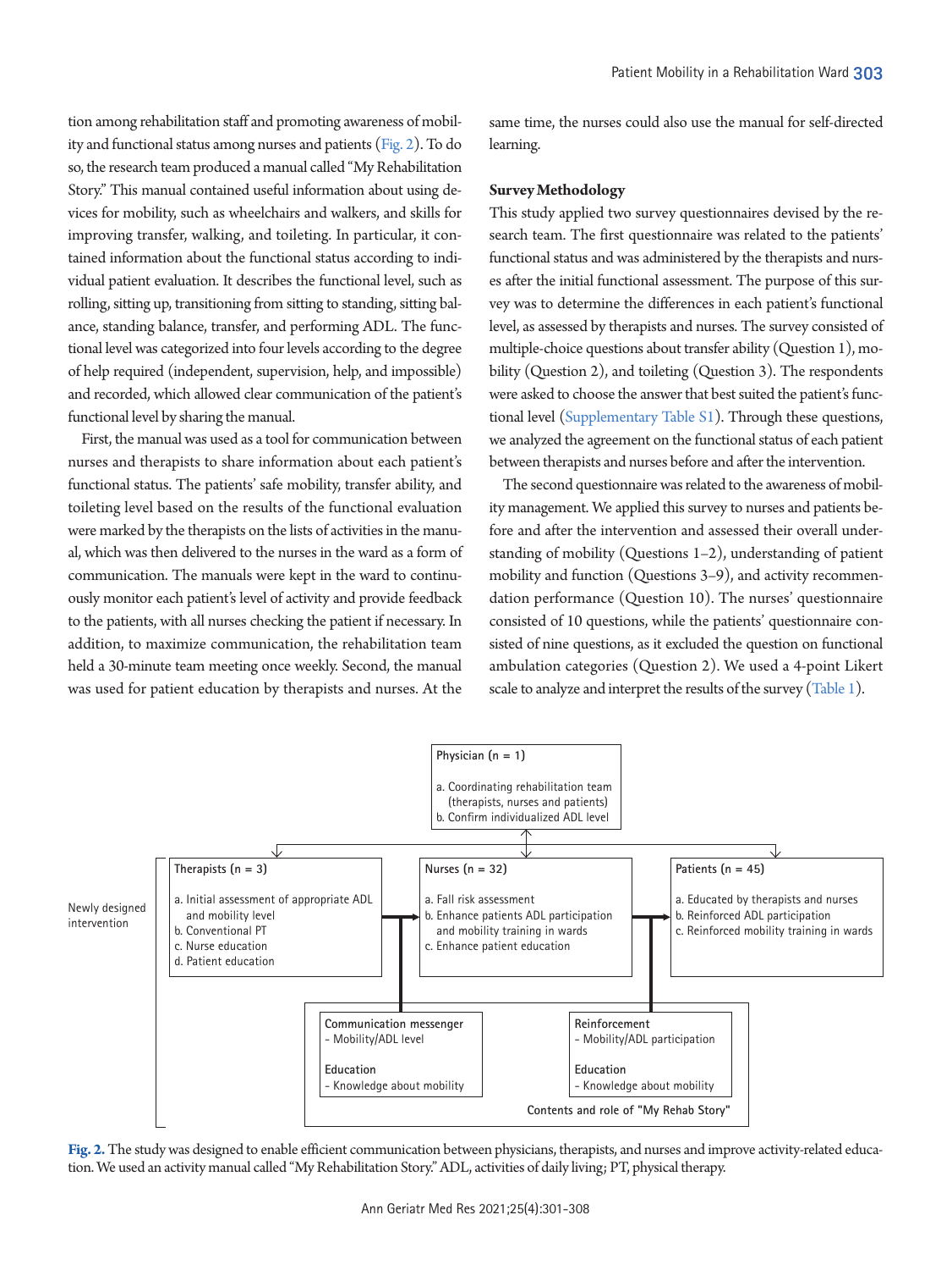tion among rehabilitation staff and promoting awareness of mobility and functional status among nurses and patients (Fig. 2). To do so, the research team produced a manual called "My Rehabilitation Story." This manual contained useful information about using devices for mobility, such as wheelchairs and walkers, and skills for improving transfer, walking, and toileting. In particular, it contained information about the functional status according to individual patient evaluation. It describes the functional level, such as rolling, sitting up, transitioning from sitting to standing, sitting balance, standing balance, transfer, and performing ADL. The functional level was categorized into four levels according to the degree of help required (independent, supervision, help, and impossible) and recorded, which allowed clear communication of the patient's functional level by sharing the manual.

First, the manual was used as a tool for communication between nurses and therapists to share information about each patient's functional status. The patients' safe mobility, transfer ability, and toileting level based on the results of the functional evaluation were marked by the therapists on the lists of activities in the manual, which was then delivered to the nurses in the ward as a form of communication. The manuals were kept in the ward to continuously monitor each patient's level of activity and provide feedback to the patients, with all nurses checking the patient if necessary. In addition, to maximize communication, the rehabilitation team held a 30-minute team meeting once weekly. Second, the manual was used for patient education by therapists and nurses. At the same time, the nurses could also use the manual for self-directed learning.

### Survey Methodology

This study applied two survey questionnaires devised by the research team. The first questionnaire was related to the patients' functional status and was administered by the therapists and nurses after the initial functional assessment. The purpose of this survey was to determine the differences in each patient's functional level, as assessed by therapists and nurses. The survey consisted of multiple-choice questions about transfer ability (Question 1), mobility (Question 2), and toileting (Question 3). The respondents were asked to choose the answer that best suited the patient's functional level (Supplementary Table S1). Through these questions, we analyzed the agreement on the functional status of each patient between therapists and nurses before and after the intervention.

The second questionnaire was related to the awareness of mobility management. We applied this survey to nurses and patients before and after the intervention and assessed their overall understanding of mobility (Questions 1–2), understanding of patient mobility and function (Questions 3–9), and activity recommendation performance (Question 10). The nurses' questionnaire consisted of 10 questions, while the patients' questionnaire consisted of nine questions, as it excluded the question on functional ambulation categories (Question 2). We used a 4-point Likert scale to analyze and interpret the results of the survey (Table 1).

Newly designed intervention

Physician (n = 1)
a. Coordinating rehabilitation team (therapists, nurses and patients)
b. Confirm individualized ADL level

Therapists (n = 3)
a. Initial assessment of appropriate ADL and mobility level
b. Conventional PT
c. Nurse education
d. Patient education

Nurses (n = 32)
a. Fall risk assessment
b. Enhance patients ADL participation and mobility training in wards
c. Enhance patient education

Patients (n = 45)
a. Educated by therapists and nurses
b. Reinforced ADL participation
c. Reinforced mobility training in wards

Communication messenger
- Mobility/ADL level

Education
- Knowledge about mobility

Reinforcement
- Mobility/ADL participation

Education
- Knowledge about mobility

Contents and role of "My Rehab Story"

**Fig. 2.** The study was designed to enable efficient communication between physicians, therapists, and nurses and improve activity-related education. We used an activity manual called "My Rehabilitation Story." ADL, activities of daily living; PT, physical therapy.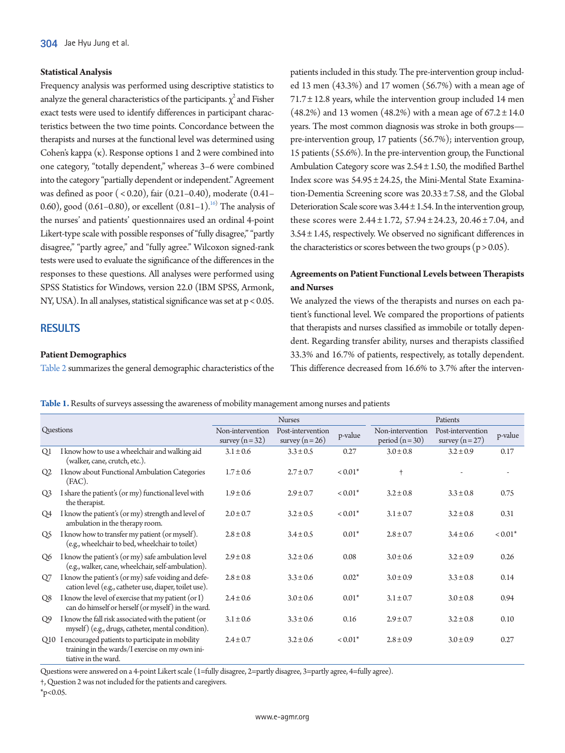### Statistical Analysis

Frequency analysis was performed using descriptive statistics to analyze the general characteristics of the participants. $\chi^2$ and Fisher exact tests were used to identify differences in participant characteristics between the two time points. Concordance between the therapists and nurses at the functional level was determined using Cohen's kappa (κ). Response options 1 and 2 were combined into one category, "totally dependent," whereas 3–6 were combined into the category "partially dependent or independent." Agreement was defined as poor (< 0.20), fair (0.21–0.40), moderate (0.41–0.60), good (0.61–0.80), or excellent (0.81–1).[16] The analysis of the nurses' and patients' questionnaires used an ordinal 4-point Likert-type scale with possible responses of "fully disagree," "partly disagree," "partly agree," and "fully agree." Wilcoxon signed-rank tests were used to evaluate the significance of the differences in the responses to these questions. All analyses were performed using SPSS Statistics for Windows, version 22.0 (IBM SPSS, Armonk, NY, USA). In all analyses, statistical significance was set at $p < 0.05$.

## RESULTS

### Patient Demographics

Table 2 summarizes the general demographic characteristics of the patients included in this study. The pre-intervention group included 13 men (43.3%) and 17 women (56.7%) with a mean age of 71.7 ± 12.8 years, while the intervention group included 14 men (48.2%) and 13 women (48.2%) with a mean age of 67.2 ± 14.0 years. The most common diagnosis was stroke in both groups—pre-intervention group, 17 patients (56.7%); intervention group, 15 patients (55.6%). In the pre-intervention group, the Functional Ambulation Category score was 2.54 ± 1.50, the modified Barthel Index score was 54.95 ± 24.25, the Mini-Mental State Examination-Dementia Screening score was 20.33 ± 7.58, and the Global Deterioration Scale score was 3.44 ± 1.54. In the intervention group, these scores were 2.44 ± 1.72, 57.94 ± 24.23, 20.46 ± 7.04, and 3.54 ± 1.45, respectively. We observed no significant differences in the characteristics or scores between the two groups ($p > 0.05$).

### Agreements on Patient Functional Levels between Therapists and Nurses

We analyzed the views of the therapists and nurses on each patient's functional level. We compared the proportions of patients that therapists and nurses classified as immobile or totally dependent. Regarding transfer ability, nurses and therapists classified 33.3% and 16.7% of patients, respectively, as totally dependent. This difference decreased from 16.6% to 3.7% after the interven-

**Table 1.** Results of surveys assessing the awareness of mobility management among nurses and patients

| Questions | | Nurses | | | Patients | | |
|---|---|---|---|---|---|---|---|
| | | Non-intervention survey (n = 32) | Post-intervention survey (n = 26) | p-value | Non-intervention period (n = 30) | Post-intervention survey (n = 27) | p-value |
| Q1 | I know how to use a wheelchair and walking aid (walker, cane, crutch, etc.). | 3.1 ± 0.6 | 3.3 ± 0.5 | 0.27 | 3.0 ± 0.8 | 3.2 ± 0.9 | 0.17 |
| Q2 | I know about Functional Ambulation Categories (FAC). | 1.7 ± 0.6 | 2.7 ± 0.7 | < 0.01* | † | - | - |
| Q3 | I share the patient's (or my) functional level with the therapist. | 1.9 ± 0.6 | 2.9 ± 0.7 | < 0.01* | 3.2 ± 0.8 | 3.3 ± 0.8 | 0.75 |
| Q4 | I know the patient's (or my) strength and level of ambulation in the therapy room. | 2.0 ± 0.7 | 3.2 ± 0.5 | < 0.01* | 3.1 ± 0.7 | 3.2 ± 0.8 | 0.31 |
| Q5 | I know how to transfer my patient (or myself). (e.g., wheelchair to bed, wheelchair to toilet) | 2.8 ± 0.8 | 3.4 ± 0.5 | 0.01* | 2.8 ± 0.7 | 3.4 ± 0.6 | < 0.01* |
| Q6 | I know the patient's (or my) safe ambulation level (e.g., walker, cane, wheelchair, self-ambulation). | 2.9 ± 0.8 | 3.2 ± 0.6 | 0.08 | 3.0 ± 0.6 | 3.2 ± 0.9 | 0.26 |
| Q7 | I know the patient's (or my) safe voiding and defecation level (e.g., catheter use, diaper, toilet use). | 2.8 ± 0.8 | 3.3 ± 0.6 | 0.02* | 3.0 ± 0.9 | 3.3 ± 0.8 | 0.14 |
| Q8 | I know the level of exercise that my patient (or I) can do himself or herself (or myself) in the ward. | 2.4 ± 0.6 | 3.0 ± 0.6 | 0.01* | 3.1 ± 0.7 | 3.0 ± 0.8 | 0.94 |
| Q9 | I know the fall risk associated with the patient (or myself) (e.g., drugs, catheter, mental condition). | 3.1 ± 0.6 | 3.3 ± 0.6 | 0.16 | 2.9 ± 0.7 | 3.2 ± 0.8 | 0.10 |
| Q10 | I encouraged patients to participate in mobility training in the wards/I exercise on my own initiative in the ward. | 2.4 ± 0.7 | 3.2 ± 0.6 | < 0.01* | 2.8 ± 0.9 | 3.0 ± 0.9 | 0.27 |

Questions were answered on a 4-point Likert scale (1=fully disagree, 2=partly disagree, 3=partly agree, 4=fully agree).

†, Question 2 was not included for the patients and caregivers.

*$p<0.05$.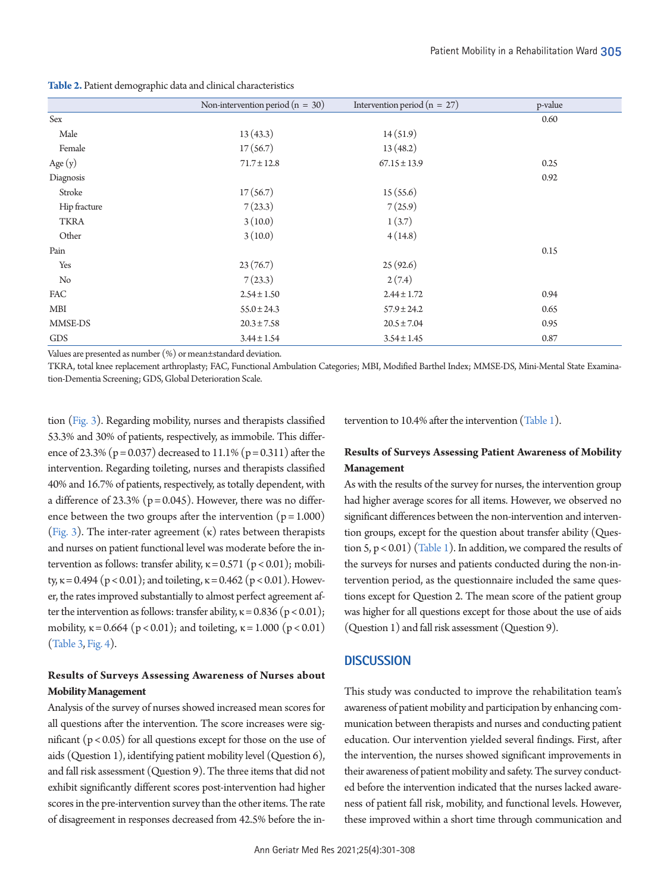**Table 2.** Patient demographic data and clinical characteristics

| | Non-intervention period (n = 30) | Intervention period (n = 27) | p-value |
|---|---|---|---|
| Sex | | | 0.60 |
| Male | 13 (43.3) | 14 (51.9) | |
| Female | 17 (56.7) | 13 (48.2) | |
| Age (y) | 71.7 ± 12.8 | 67.15 ± 13.9 | 0.25 |
| Diagnosis | | | 0.92 |
| Stroke | 17 (56.7) | 15 (55.6) | |
| Hip fracture | 7 (23.3) | 7 (25.9) | |
| TKRA | 3 (10.0) | 1 (3.7) | |
| Other | 3 (10.0) | 4 (14.8) | |
| Pain | | | 0.15 |
| Yes | 23 (76.7) | 25 (92.6) | |
| No | 7 (23.3) | 2 (7.4) | |
| FAC | 2.54 ± 1.50 | 2.44 ± 1.72 | 0.94 |
| MBI | 55.0 ± 24.3 | 57.9 ± 24.2 | 0.65 |
| MMSE-DS | 20.3 ± 7.58 | 20.5 ± 7.04 | 0.95 |
| GDS | 3.44 ± 1.54 | 3.54 ± 1.45 | 0.87 |

Values are presented as number (%) or mean±standard deviation.

TKRA, total knee replacement arthroplasty; FAC, Functional Ambulation Categories; MBI, Modified Barthel Index; MMSE-DS, Mini-Mental State Examination-Dementia Screening; GDS, Global Deterioration Scale.

tion (Fig. 3). Regarding mobility, nurses and therapists classified 53.3% and 30% of patients, respectively, as immobile. This difference of 23.3% ($p = 0.037$) decreased to 11.1% ($p = 0.311$) after the intervention. Regarding toileting, nurses and therapists classified 40% and 16.7% of patients, respectively, as totally dependent, with a difference of 23.3% ($p = 0.045$). However, there was no difference between the two groups after the intervention ($p = 1.000$) (Fig. 3). The inter-rater agreement ($\kappa$) rates between therapists and nurses on patient functional level was moderate before the intervention as follows: transfer ability, $\kappa = 0.571$ ($p < 0.01$); mobility, $\kappa = 0.494$ ($p < 0.01$); and toileting, $\kappa = 0.462$ ($p < 0.01$). However, the rates improved substantially to almost perfect agreement after the intervention as follows: transfer ability, $\kappa = 0.836$ ($p < 0.01$); mobility, $\kappa = 0.664$ ($p < 0.01$); and toileting, $\kappa = 1.000$ ($p < 0.01$) (Table 3, Fig. 4).

### Results of Surveys Assessing Awareness of Nurses about Mobility Management

Analysis of the survey of nurses showed increased mean scores for all questions after the intervention. The score increases were significant ($p < 0.05$) for all questions except for those on the use of aids (Question 1), identifying patient mobility level (Question 6), and fall risk assessment (Question 9). The three items that did not exhibit significantly different scores post-intervention had higher scores in the pre-intervention survey than the other items. The rate of disagreement in responses decreased from 42.5% before the intervention to 10.4% after the intervention (Table 1).

### Results of Surveys Assessing Patient Awareness of Mobility Management

As with the results of the survey for nurses, the intervention group had higher average scores for all items. However, we observed no significant differences between the non-intervention and intervention groups, except for the question about transfer ability (Question 5, $p < 0.01$) (Table 1). In addition, we compared the results of the surveys for nurses and patients conducted during the non-intervention period, as the questionnaire included the same questions except for Question 2. The mean score of the patient group was higher for all questions except for those about the use of aids (Question 1) and fall risk assessment (Question 9).

## DISCUSSION

This study was conducted to improve the rehabilitation team's awareness of patient mobility and participation by enhancing communication between therapists and nurses and conducting patient education. Our intervention yielded several findings. First, after the intervention, the nurses showed significant improvements in their awareness of patient mobility and safety. The survey conducted before the intervention indicated that the nurses lacked awareness of patient fall risk, mobility, and functional levels. However, these improved within a short time through communication and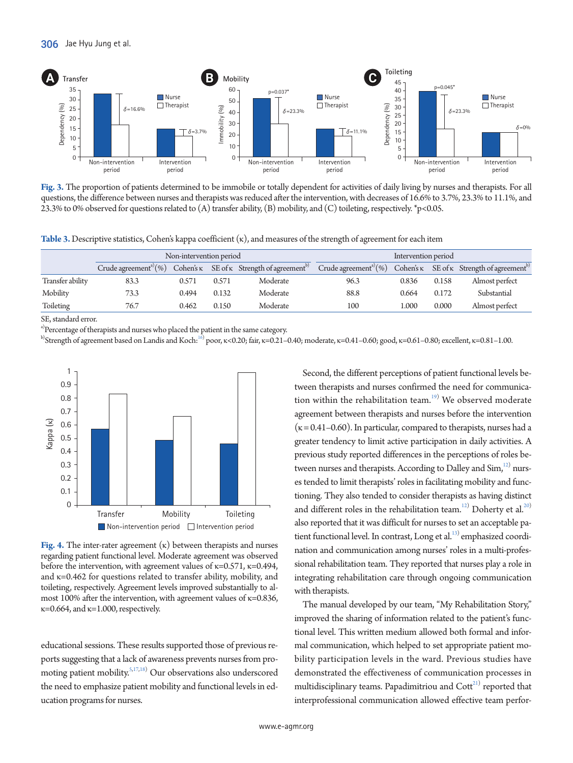**Fig. 3.** The proportion of patients determined to be immobile or totally dependent for activities of daily living by nurses and therapists. For all questions, the difference between nurses and therapists was reduced after the intervention, with decreases of 16.6% to 3.7%, 23.3% to 11.1%, and 23.3% to 0% observed for questions related to (A) transfer ability, (B) mobility, and (C) toileting, respectively. *p<0.05.

**Table 3.** Descriptive statistics, Cohen's kappa coefficient (κ), and measures of the strength of agreement for each item

| | Non-intervention period | | | | Intervention period | | | |
|---|---|---|---|---|---|---|---|---|
| | Crude agreement[a] (%) | Cohen's κ | SE of κ | Strength of agreement[b] | Crude agreement[a] (%) | Cohen's κ | SE of κ | Strength of agreement[b] |
| Transfer ability | 83.3 | 0.571 | 0.571 | Moderate | 96.3 | 0.836 | 0.158 | Almost perfect |
| Mobility | 73.3 | 0.494 | 0.132 | Moderate | 88.8 | 0.664 | 0.172 | Substantial |
| Toileting | 76.7 | 0.462 | 0.150 | Moderate | 100 | 1.000 | 0.000 | Almost perfect |

SE, standard error.

[a]Percentage of therapists and nurses who placed the patient in the same category.

[b]Strength of agreement based on Landis and Koch:[16] poor, κ<0.20; fair, κ=0.21–0.40; moderate, κ=0.41–0.60; good, κ=0.61–0.80; excellent, κ=0.81–1.00.

**Fig. 4.** The inter-rater agreement (κ) between therapists and nurses regarding patient functional level. Moderate agreement was observed before the intervention, with agreement values of κ=0.571, κ=0.494, and κ=0.462 for questions related to transfer ability, mobility, and toileting, respectively. Agreement levels improved substantially to almost 100% after the intervention, with agreement values of κ=0.836, κ=0.664, and κ=1.000, respectively.

educational sessions. These results supported those of previous reports suggesting that a lack of awareness prevents nurses from promoting patient mobility.[5,17,18] Our observations also underscored the need to emphasize patient mobility and functional levels in education programs for nurses.

Second, the different perceptions of patient functional levels between therapists and nurses confirmed the need for communication within the rehabilitation team.[19] We observed moderate agreement between therapists and nurses before the intervention (κ=0.41–0.60). In particular, compared to therapists, nurses had a greater tendency to limit active participation in daily activities. A previous study reported differences in the perceptions of roles between nurses and therapists. According to Dalley and Sim,[12] nurses tended to limit therapists' roles in facilitating mobility and functioning. They also tended to consider therapists as having distinct and different roles in the rehabilitation team.[12] Doherty et al.[20] also reported that it was difficult for nurses to set an acceptable patient functional level. In contrast, Long et al.[13] emphasized coordination and communication among nurses' roles in a multi-professional rehabilitation team. They reported that nurses play a role in integrating rehabilitation care through ongoing communication with therapists.

The manual developed by our team, "My Rehabilitation Story," improved the sharing of information related to the patient's functional level. This written medium allowed both formal and informal communication, which helped to set appropriate patient mobility participation levels in the ward. Previous studies have demonstrated the effectiveness of communication processes in multidisciplinary teams. Papadimitriou and Cott[21] reported that interprofessional communication allowed effective team perfor-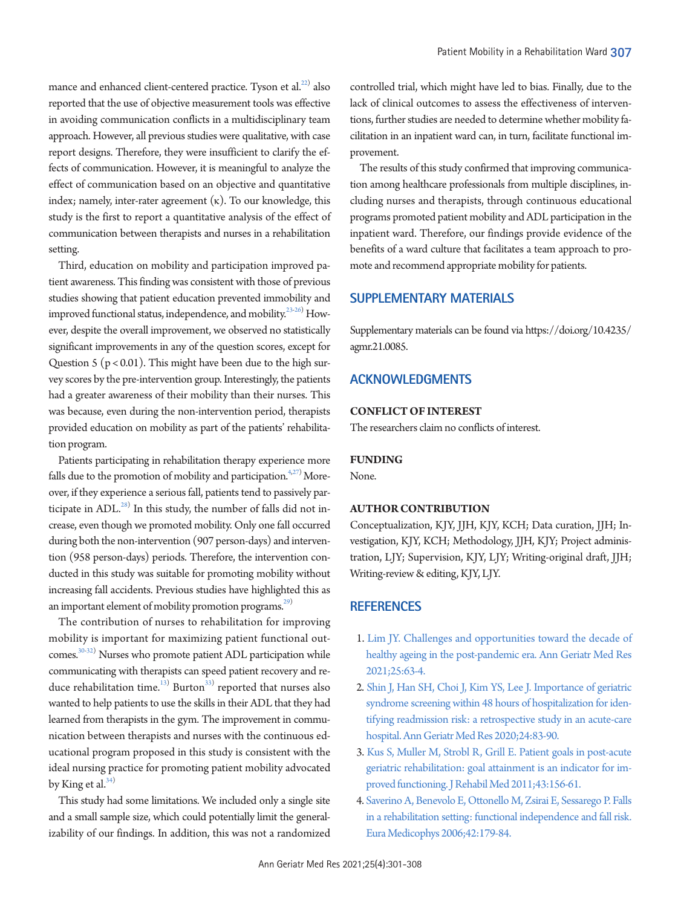mance and enhanced client-centered practice. Tyson et al.[22] also reported that the use of objective measurement tools was effective in avoiding communication conflicts in a multidisciplinary team approach. However, all previous studies were qualitative, with case report designs. Therefore, they were insufficient to clarify the effects of communication. However, it is meaningful to analyze the effect of communication based on an objective and quantitative index; namely, inter-rater agreement (κ). To our knowledge, this study is the first to report a quantitative analysis of the effect of communication between therapists and nurses in a rehabilitation setting.

Third, education on mobility and participation improved patient awareness. This finding was consistent with those of previous studies showing that patient education prevented immobility and improved functional status, independence, and mobility.[23-26] However, despite the overall improvement, we observed no statistically significant improvements in any of the question scores, except for Question 5 ($p < 0.01$). This might have been due to the high survey scores by the pre-intervention group. Interestingly, the patients had a greater awareness of their mobility than their nurses. This was because, even during the non-intervention period, therapists provided education on mobility as part of the patients' rehabilitation program.

Patients participating in rehabilitation therapy experience more falls due to the promotion of mobility and participation.[4,27] Moreover, if they experience a serious fall, patients tend to passively participate in ADL.[28] In this study, the number of falls did not increase, even though we promoted mobility. Only one fall occurred during both the non-intervention (907 person-days) and intervention (958 person-days) periods. Therefore, the intervention conducted in this study was suitable for promoting mobility without increasing fall accidents. Previous studies have highlighted this as an important element of mobility promotion programs.[29]

The contribution of nurses to rehabilitation for improving mobility is important for maximizing patient functional outcomes.[30-32] Nurses who promote patient ADL participation while communicating with therapists can speed patient recovery and reduce rehabilitation time.[13] Burton[33] reported that nurses also wanted to help patients to use the skills in their ADL that they had learned from therapists in the gym. The improvement in communication between therapists and nurses with the continuous educational program proposed in this study is consistent with the ideal nursing practice for promoting patient mobility advocated by King et al.[34]

This study had some limitations. We included only a single site and a small sample size, which could potentially limit the generalizability of our findings. In addition, this was not a randomized controlled trial, which might have led to bias. Finally, due to the lack of clinical outcomes to assess the effectiveness of interventions, further studies are needed to determine whether mobility facilitation in an inpatient ward can, in turn, facilitate functional improvement.

The results of this study confirmed that improving communication among healthcare professionals from multiple disciplines, including nurses and therapists, through continuous educational programs promoted patient mobility and ADL participation in the inpatient ward. Therefore, our findings provide evidence of the benefits of a ward culture that facilitates a team approach to promote and recommend appropriate mobility for patients.

## SUPPLEMENTARY MATERIALS

Supplementary materials can be found via https://doi.org/10.4235/agmr.21.0085.

## ACKNOWLEDGMENTS

### CONFLICT OF INTEREST

The researchers claim no conflicts of interest.

### FUNDING

None.

### AUTHOR CONTRIBUTION

Conceptualization, KJY, JJH, KJY, KCH; Data curation, JJH; Investigation, KJY, KCH; Methodology, JJH, KJY; Project administration, LJY; Supervision, KJY, LJY; Writing-original draft, JJH; Writing-review & editing, KJY, LJY.

## REFERENCES

1. Lim JY. Challenges and opportunities toward the decade of healthy ageing in the post-pandemic era. Ann Geriatr Med Res 2021;25:63-4.
2. Shin J, Han SH, Choi J, Kim YS, Lee J. Importance of geriatric syndrome screening within 48 hours of hospitalization for identifying readmission risk: a retrospective study in an acute-care hospital. Ann Geriatr Med Res 2020;24:83-90.
3. Kus S, Muller M, Strobl R, Grill E. Patient goals in post-acute geriatric rehabilitation: goal attainment is an indicator for improved functioning. J Rehabil Med 2011;43:156-61.
4. Saverino A, Benevolo E, Ottonello M, Zsirai E, Sessarego P. Falls in a rehabilitation setting: functional independence and fall risk. Eura Medicophys 2006;42:179-84.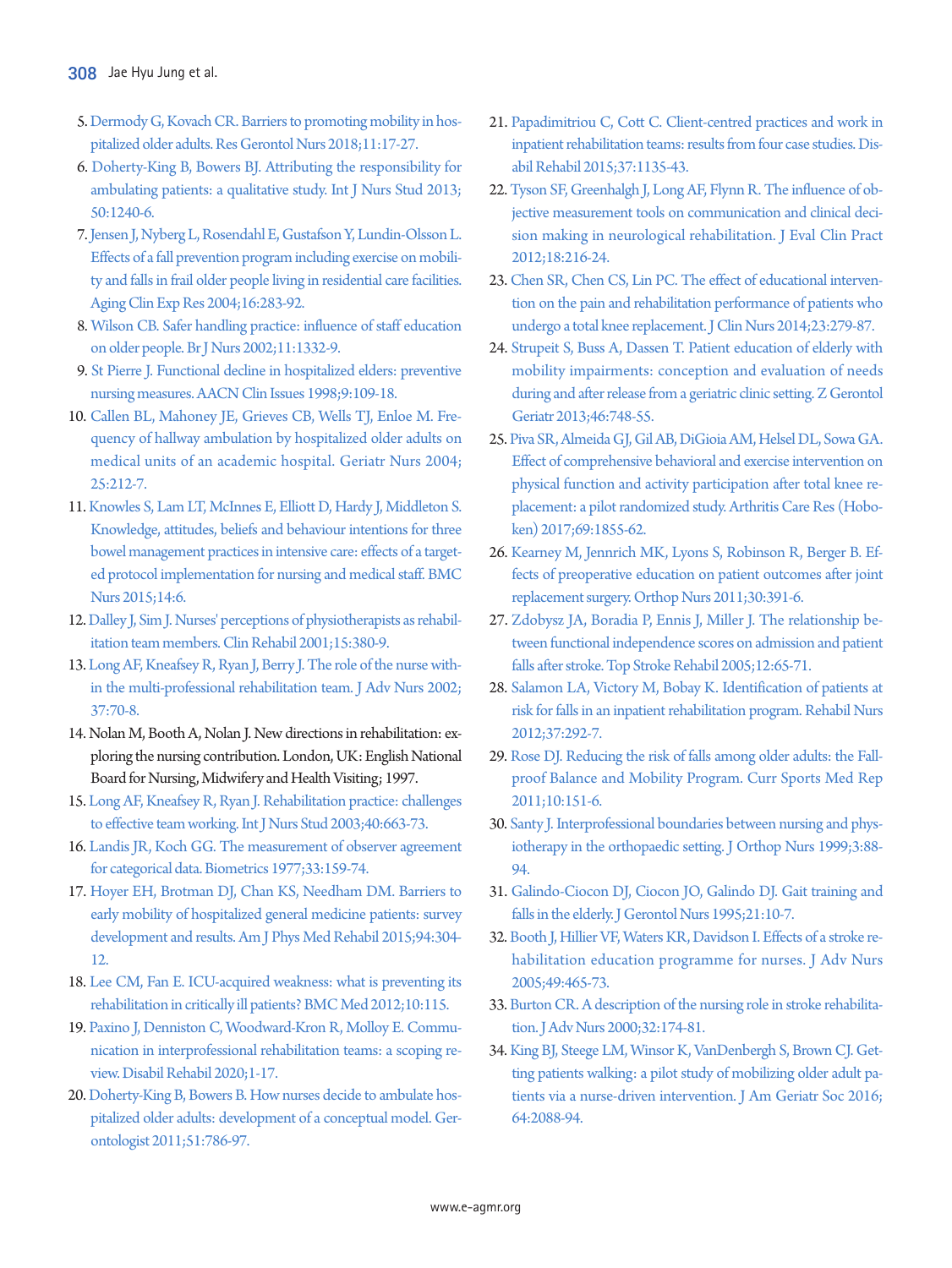5. Dermody G, Kovach CR. Barriers to promoting mobility in hospitalized older adults. Res Gerontol Nurs 2018;11:17-27.
6. Doherty-King B, Bowers BJ. Attributing the responsibility for ambulating patients: a qualitative study. Int J Nurs Stud 2013; 50:1240-6.
7. Jensen J, Nyberg L, Rosendahl E, Gustafson Y, Lundin-Olsson L. Effects of a fall prevention program including exercise on mobility and falls in frail older people living in residential care facilities. Aging Clin Exp Res 2004;16:283-92.
8. Wilson CB. Safer handling practice: influence of staff education on older people. Br J Nurs 2002;11:1332-9.
9. St Pierre J. Functional decline in hospitalized elders: preventive nursing measures. AACN Clin Issues 1998;9:109-18.
10. Callen BL, Mahoney JE, Grieves CB, Wells TJ, Enloe M. Frequency of hallway ambulation by hospitalized older adults on medical units of an academic hospital. Geriatr Nurs 2004; 25:212-7.
11. Knowles S, Lam LT, McInnes E, Elliott D, Hardy J, Middleton S. Knowledge, attitudes, beliefs and behaviour intentions for three bowel management practices in intensive care: effects of a targeted protocol implementation for nursing and medical staff. BMC Nurs 2015;14:6.
12. Dalley J, Sim J. Nurses' perceptions of physiotherapists as rehabilitation team members. Clin Rehabil 2001;15:380-9.
13. Long AF, Kneafsey R, Ryan J, Berry J. The role of the nurse within the multi-professional rehabilitation team. J Adv Nurs 2002; 37:70-8.
14. Nolan M, Booth A, Nolan J. New directions in rehabilitation: exploring the nursing contribution. London, UK: English National Board for Nursing, Midwifery and Health Visiting; 1997.
15. Long AF, Kneafsey R, Ryan J. Rehabilitation practice: challenges to effective team working. Int J Nurs Stud 2003;40:663-73.
16. Landis JR, Koch GG. The measurement of observer agreement for categorical data. Biometrics 1977;33:159-74.
17. Hoyer EH, Brotman DJ, Chan KS, Needham DM. Barriers to early mobility of hospitalized general medicine patients: survey development and results. Am J Phys Med Rehabil 2015;94:304-12.
18. Lee CM, Fan E. ICU-acquired weakness: what is preventing its rehabilitation in critically ill patients? BMC Med 2012;10:115.
19. Paxino J, Denniston C, Woodward-Kron R, Molloy E. Communication in interprofessional rehabilitation teams: a scoping review. Disabil Rehabil 2020;1-17.
20. Doherty-King B, Bowers B. How nurses decide to ambulate hospitalized older adults: development of a conceptual model. Gerontologist 2011;51:786-97.
21. Papadimitriou C, Cott C. Client-centred practices and work in inpatient rehabilitation teams: results from four case studies. Disabil Rehabil 2015;37:1135-43.
22. Tyson SF, Greenhalgh J, Long AF, Flynn R. The influence of objective measurement tools on communication and clinical decision making in neurological rehabilitation. J Eval Clin Pract 2012;18:216-24.
23. Chen SR, Chen CS, Lin PC. The effect of educational intervention on the pain and rehabilitation performance of patients who undergo a total knee replacement. J Clin Nurs 2014;23:279-87.
24. Strupeit S, Buss A, Dassen T. Patient education of elderly with mobility impairments: conception and evaluation of needs during and after release from a geriatric clinic setting. Z Gerontol Geriatr 2013;46:748-55.
25. Piva SR, Almeida GJ, Gil AB, DiGioia AM, Helsel DL, Sowa GA. Effect of comprehensive behavioral and exercise intervention on physical function and activity participation after total knee replacement: a pilot randomized study. Arthritis Care Res (Hoboken) 2017;69:1855-62.
26. Kearney M, Jennrich MK, Lyons S, Robinson R, Berger B. Effects of preoperative education on patient outcomes after joint replacement surgery. Orthop Nurs 2011;30:391-6.
27. Zdobysz JA, Boradia P, Ennis J, Miller J. The relationship between functional independence scores on admission and patient falls after stroke. Top Stroke Rehabil 2005;12:65-71.
28. Salamon LA, Victory M, Bobay K. Identification of patients at risk for falls in an inpatient rehabilitation program. Rehabil Nurs 2012;37:292-7.
29. Rose DJ. Reducing the risk of falls among older adults: the Fallproof Balance and Mobility Program. Curr Sports Med Rep 2011;10:151-6.
30. Santy J. Interprofessional boundaries between nursing and physiotherapy in the orthopaedic setting. J Orthop Nurs 1999;3:88-94.
31. Galindo-Ciocon DJ, Ciocon JO, Galindo DJ. Gait training and falls in the elderly. J Gerontol Nurs 1995;21:10-7.
32. Booth J, Hillier VF, Waters KR, Davidson I. Effects of a stroke rehabilitation education programme for nurses. J Adv Nurs 2005;49:465-73.
33. Burton CR. A description of the nursing role in stroke rehabilitation. J Adv Nurs 2000;32:174-81.
34. King BJ, Steege LM, Winsor K, VanDenbergh S, Brown CJ. Getting patients walking: a pilot study of mobilizing older adult patients via a nurse-driven intervention. J Am Geriatr Soc 2016; 64:2088-94.